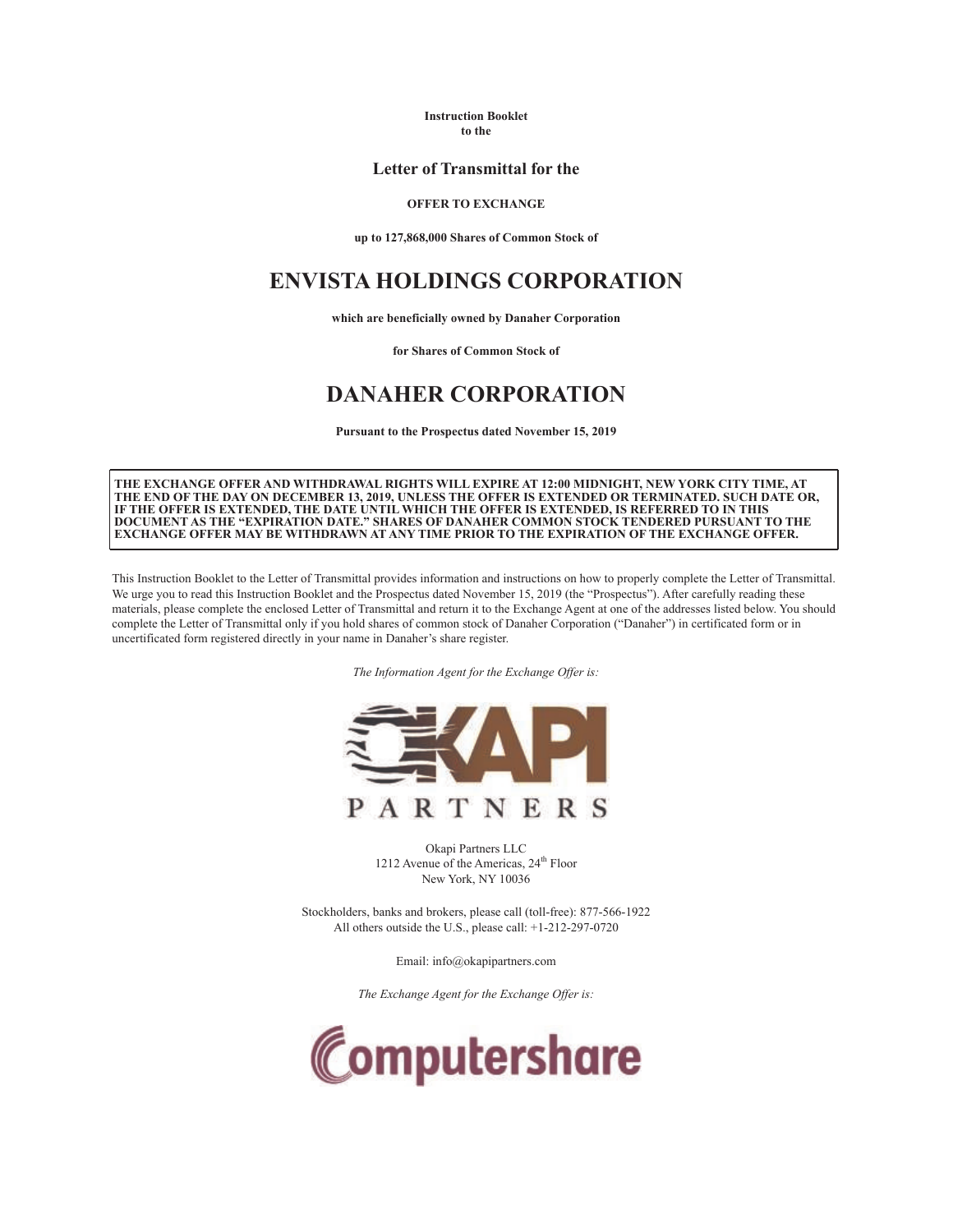**Instruction Booklet**
**to the**

**Letter of Transmittal for the**

**OFFER TO EXCHANGE**

**up to 127,868,000 Shares of Common Stock of**

# ENVISTA HOLDINGS CORPORATION

**which are beneficially owned by Danaher Corporation**

**for Shares of Common Stock of**

# DANAHER CORPORATION

**Pursuant to the Prospectus dated November 15, 2019**

**THE EXCHANGE OFFER AND WITHDRAWAL RIGHTS WILL EXPIRE AT 12:00 MIDNIGHT, NEW YORK CITY TIME, AT THE END OF THE DAY ON DECEMBER 13, 2019, UNLESS THE OFFER IS EXTENDED OR TERMINATED. SUCH DATE OR, IF THE OFFER IS EXTENDED, THE DATE UNTIL WHICH THE OFFER IS EXTENDED, IS REFERRED TO IN THIS DOCUMENT AS THE "EXPIRATION DATE." SHARES OF DANAHER COMMON STOCK TENDERED PURSUANT TO THE EXCHANGE OFFER MAY BE WITHDRAWN AT ANY TIME PRIOR TO THE EXPIRATION OF THE EXCHANGE OFFER.**

This Instruction Booklet to the Letter of Transmittal provides information and instructions on how to properly complete the Letter of Transmittal. We urge you to read this Instruction Booklet and the Prospectus dated November 15, 2019 (the "Prospectus"). After carefully reading these materials, please complete the enclosed Letter of Transmittal and return it to the Exchange Agent at one of the addresses listed below. You should complete the Letter of Transmittal only if you hold shares of common stock of Danaher Corporation ("Danaher") in certificated form or in uncertificated form registered directly in your name in Danaher's share register.

*The Information Agent for the Exchange Offer is:*

OKAPI PARTNERS

Okapi Partners LLC
1212 Avenue of the Americas, 24th Floor
New York, NY 10036

Stockholders, banks and brokers, please call (toll-free): 877-566-1922
All others outside the U.S., please call: +1-212-297-0720

Email: info@okapipartners.com

*The Exchange Agent for the Exchange Offer is:*

Computershare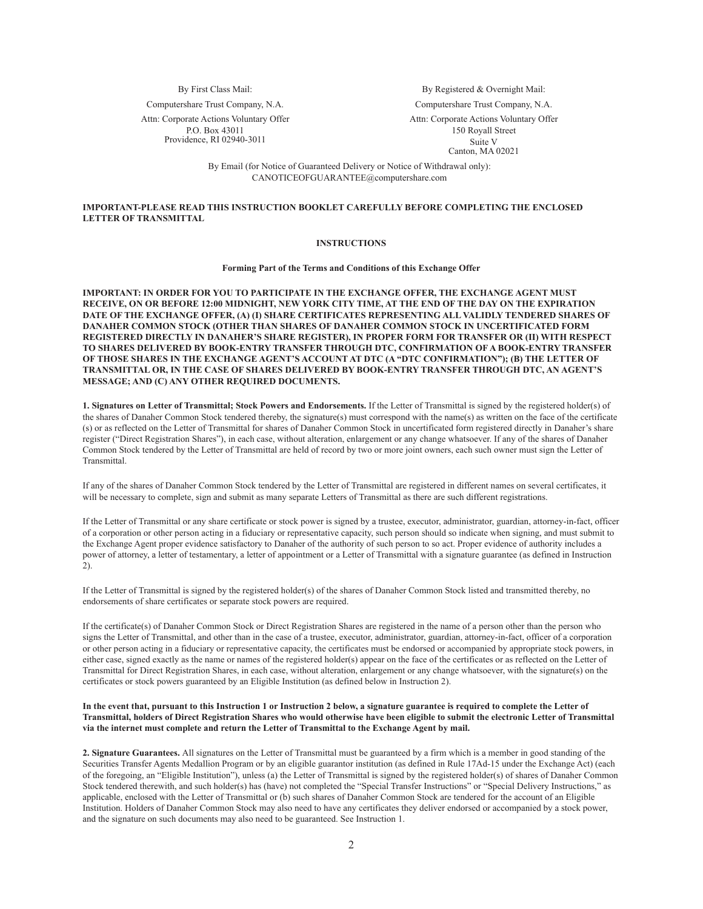| By First Class Mail: | By Registered & Overnight Mail: |
| --- | --- |
| Computershare Trust Company, N.A. | Computershare Trust Company, N.A. |
| Attn: Corporate Actions Voluntary Offer | Attn: Corporate Actions Voluntary Offer |
| P.O. Box 43011 | 150 Royall Street |
| Providence, RI 02940-3011 | Suite V |
| | Canton, MA 02021 |

By Email (for Notice of Guaranteed Delivery or Notice of Withdrawal only):
CANOTICEOFGUARANTEE@computershare.com

**IMPORTANT-PLEASE READ THIS INSTRUCTION BOOKLET CAREFULLY BEFORE COMPLETING THE ENCLOSED LETTER OF TRANSMITTAL**

## INSTRUCTIONS

**Forming Part of the Terms and Conditions of this Exchange Offer**

**IMPORTANT: IN ORDER FOR YOU TO PARTICIPATE IN THE EXCHANGE OFFER, THE EXCHANGE AGENT MUST RECEIVE, ON OR BEFORE 12:00 MIDNIGHT, NEW YORK CITY TIME, AT THE END OF THE DAY ON THE EXPIRATION DATE OF THE EXCHANGE OFFER, (A) (I) SHARE CERTIFICATES REPRESENTING ALL VALIDLY TENDERED SHARES OF DANAHER COMMON STOCK (OTHER THAN SHARES OF DANAHER COMMON STOCK IN UNCERTIFICATED FORM REGISTERED DIRECTLY IN DANAHER'S SHARE REGISTER), IN PROPER FORM FOR TRANSFER OR (II) WITH RESPECT TO SHARES DELIVERED BY BOOK-ENTRY TRANSFER THROUGH DTC, CONFIRMATION OF A BOOK-ENTRY TRANSFER OF THOSE SHARES IN THE EXCHANGE AGENT'S ACCOUNT AT DTC (A "DTC CONFIRMATION"); (B) THE LETTER OF TRANSMITTAL OR, IN THE CASE OF SHARES DELIVERED BY BOOK-ENTRY TRANSFER THROUGH DTC, AN AGENT'S MESSAGE; AND (C) ANY OTHER REQUIRED DOCUMENTS.**

**1. Signatures on Letter of Transmittal; Stock Powers and Endorsements.** If the Letter of Transmittal is signed by the registered holder(s) of the shares of Danaher Common Stock tendered thereby, the signature(s) must correspond with the name(s) as written on the face of the certificate (s) or as reflected on the Letter of Transmittal for shares of Danaher Common Stock in uncertificated form registered directly in Danaher's share register ("Direct Registration Shares"), in each case, without alteration, enlargement or any change whatsoever. If any of the shares of Danaher Common Stock tendered by the Letter of Transmittal are held of record by two or more joint owners, each such owner must sign the Letter of Transmittal.

If any of the shares of Danaher Common Stock tendered by the Letter of Transmittal are registered in different names on several certificates, it will be necessary to complete, sign and submit as many separate Letters of Transmittal as there are such different registrations.

If the Letter of Transmittal or any share certificate or stock power is signed by a trustee, executor, administrator, guardian, attorney-in-fact, officer of a corporation or other person acting in a fiduciary or representative capacity, such person should so indicate when signing, and must submit to the Exchange Agent proper evidence satisfactory to Danaher of the authority of such person to so act. Proper evidence of authority includes a power of attorney, a letter of testamentary, a letter of appointment or a Letter of Transmittal with a signature guarantee (as defined in Instruction 2).

If the Letter of Transmittal is signed by the registered holder(s) of the shares of Danaher Common Stock listed and transmitted thereby, no endorsements of share certificates or separate stock powers are required.

If the certificate(s) of Danaher Common Stock or Direct Registration Shares are registered in the name of a person other than the person who signs the Letter of Transmittal, and other than in the case of a trustee, executor, administrator, guardian, attorney-in-fact, officer of a corporation or other person acting in a fiduciary or representative capacity, the certificates must be endorsed or accompanied by appropriate stock powers, in either case, signed exactly as the name or names of the registered holder(s) appear on the face of the certificates or as reflected on the Letter of Transmittal for Direct Registration Shares, in each case, without alteration, enlargement or any change whatsoever, with the signature(s) on the certificates or stock powers guaranteed by an Eligible Institution (as defined below in Instruction 2).

**In the event that, pursuant to this Instruction 1 or Instruction 2 below, a signature guarantee is required to complete the Letter of Transmittal, holders of Direct Registration Shares who would otherwise have been eligible to submit the electronic Letter of Transmittal via the internet must complete and return the Letter of Transmittal to the Exchange Agent by mail.**

**2. Signature Guarantees.** All signatures on the Letter of Transmittal must be guaranteed by a firm which is a member in good standing of the Securities Transfer Agents Medallion Program or by an eligible guarantor institution (as defined in Rule 17Ad-15 under the Exchange Act) (each of the foregoing, an "Eligible Institution"), unless (a) the Letter of Transmittal is signed by the registered holder(s) of shares of Danaher Common Stock tendered therewith, and such holder(s) has (have) not completed the "Special Transfer Instructions" or "Special Delivery Instructions," as applicable, enclosed with the Letter of Transmittal or (b) such shares of Danaher Common Stock are tendered for the account of an Eligible Institution. Holders of Danaher Common Stock may also need to have any certificates they deliver endorsed or accompanied by a stock power, and the signature on such documents may also need to be guaranteed. See Instruction 1.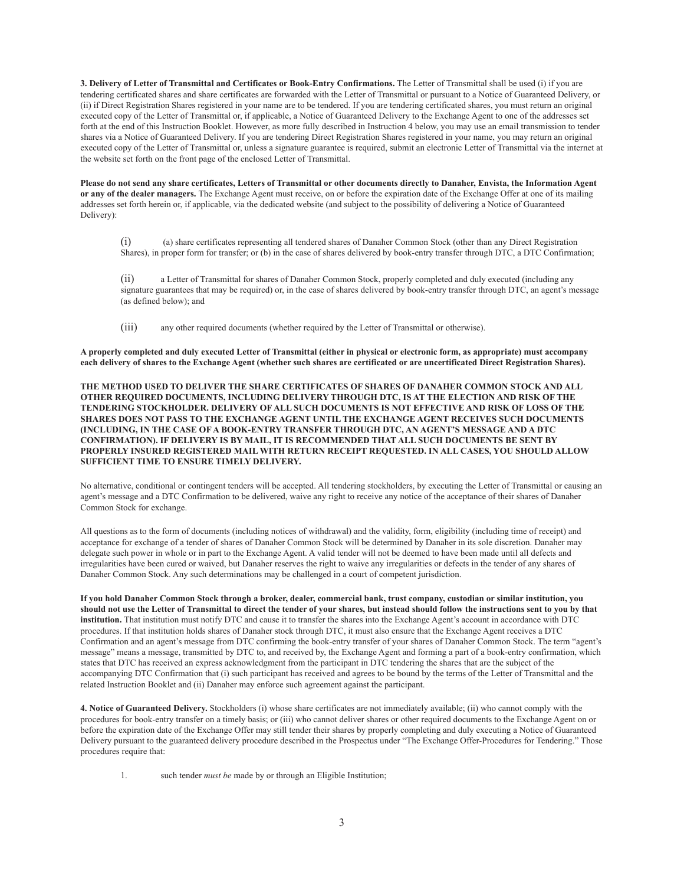**3. Delivery of Letter of Transmittal and Certificates or Book-Entry Confirmations.** The Letter of Transmittal shall be used (i) if you are tendering certificated shares and share certificates are forwarded with the Letter of Transmittal or pursuant to a Notice of Guaranteed Delivery, or (ii) if Direct Registration Shares registered in your name are to be tendered. If you are tendering certificated shares, you must return an original executed copy of the Letter of Transmittal or, if applicable, a Notice of Guaranteed Delivery to the Exchange Agent to one of the addresses set forth at the end of this Instruction Booklet. However, as more fully described in Instruction 4 below, you may use an email transmission to tender shares via a Notice of Guaranteed Delivery. If you are tendering Direct Registration Shares registered in your name, you may return an original executed copy of the Letter of Transmittal or, unless a signature guarantee is required, submit an electronic Letter of Transmittal via the internet at the website set forth on the front page of the enclosed Letter of Transmittal.

**Please do not send any share certificates, Letters of Transmittal or other documents directly to Danaher, Envista, the Information Agent or any of the dealer managers.** The Exchange Agent must receive, on or before the expiration date of the Exchange Offer at one of its mailing addresses set forth herein or, if applicable, via the dedicated website (and subject to the possibility of delivering a Notice of Guaranteed Delivery):

(i) (a) share certificates representing all tendered shares of Danaher Common Stock (other than any Direct Registration Shares), in proper form for transfer; or (b) in the case of shares delivered by book-entry transfer through DTC, a DTC Confirmation;

(ii) a Letter of Transmittal for shares of Danaher Common Stock, properly completed and duly executed (including any signature guarantees that may be required) or, in the case of shares delivered by book-entry transfer through DTC, an agent's message (as defined below); and

(iii) any other required documents (whether required by the Letter of Transmittal or otherwise).

**A properly completed and duly executed Letter of Transmittal (either in physical or electronic form, as appropriate) must accompany each delivery of shares to the Exchange Agent (whether such shares are certificated or are uncertificated Direct Registration Shares).**

**THE METHOD USED TO DELIVER THE SHARE CERTIFICATES OF SHARES OF DANAHER COMMON STOCK AND ALL OTHER REQUIRED DOCUMENTS, INCLUDING DELIVERY THROUGH DTC, IS AT THE ELECTION AND RISK OF THE TENDERING STOCKHOLDER. DELIVERY OF ALL SUCH DOCUMENTS IS NOT EFFECTIVE AND RISK OF LOSS OF THE SHARES DOES NOT PASS TO THE EXCHANGE AGENT UNTIL THE EXCHANGE AGENT RECEIVES SUCH DOCUMENTS (INCLUDING, IN THE CASE OF A BOOK-ENTRY TRANSFER THROUGH DTC, AN AGENT'S MESSAGE AND A DTC CONFIRMATION). IF DELIVERY IS BY MAIL, IT IS RECOMMENDED THAT ALL SUCH DOCUMENTS BE SENT BY PROPERLY INSURED REGISTERED MAIL WITH RETURN RECEIPT REQUESTED. IN ALL CASES, YOU SHOULD ALLOW SUFFICIENT TIME TO ENSURE TIMELY DELIVERY.**

No alternative, conditional or contingent tenders will be accepted. All tendering stockholders, by executing the Letter of Transmittal or causing an agent's message and a DTC Confirmation to be delivered, waive any right to receive any notice of the acceptance of their shares of Danaher Common Stock for exchange.

All questions as to the form of documents (including notices of withdrawal) and the validity, form, eligibility (including time of receipt) and acceptance for exchange of a tender of shares of Danaher Common Stock will be determined by Danaher in its sole discretion. Danaher may delegate such power in whole or in part to the Exchange Agent. A valid tender will not be deemed to have been made until all defects and irregularities have been cured or waived, but Danaher reserves the right to waive any irregularities or defects in the tender of any shares of Danaher Common Stock. Any such determinations may be challenged in a court of competent jurisdiction.

**If you hold Danaher Common Stock through a broker, dealer, commercial bank, trust company, custodian or similar institution, you should not use the Letter of Transmittal to direct the tender of your shares, but instead should follow the instructions sent to you by that institution.** That institution must notify DTC and cause it to transfer the shares into the Exchange Agent's account in accordance with DTC procedures. If that institution holds shares of Danaher stock through DTC, it must also ensure that the Exchange Agent receives a DTC Confirmation and an agent's message from DTC confirming the book-entry transfer of your shares of Danaher Common Stock. The term "agent's message" means a message, transmitted by DTC to, and received by, the Exchange Agent and forming a part of a book-entry confirmation, which states that DTC has received an express acknowledgment from the participant in DTC tendering the shares that are the subject of the accompanying DTC Confirmation that (i) such participant has received and agrees to be bound by the terms of the Letter of Transmittal and the related Instruction Booklet and (ii) Danaher may enforce such agreement against the participant.

**4. Notice of Guaranteed Delivery.** Stockholders (i) whose share certificates are not immediately available; (ii) who cannot comply with the procedures for book-entry transfer on a timely basis; or (iii) who cannot deliver shares or other required documents to the Exchange Agent on or before the expiration date of the Exchange Offer may still tender their shares by properly completing and duly executing a Notice of Guaranteed Delivery pursuant to the guaranteed delivery procedure described in the Prospectus under "The Exchange Offer-Procedures for Tendering." Those procedures require that:

1. such tender *must be* made by or through an Eligible Institution;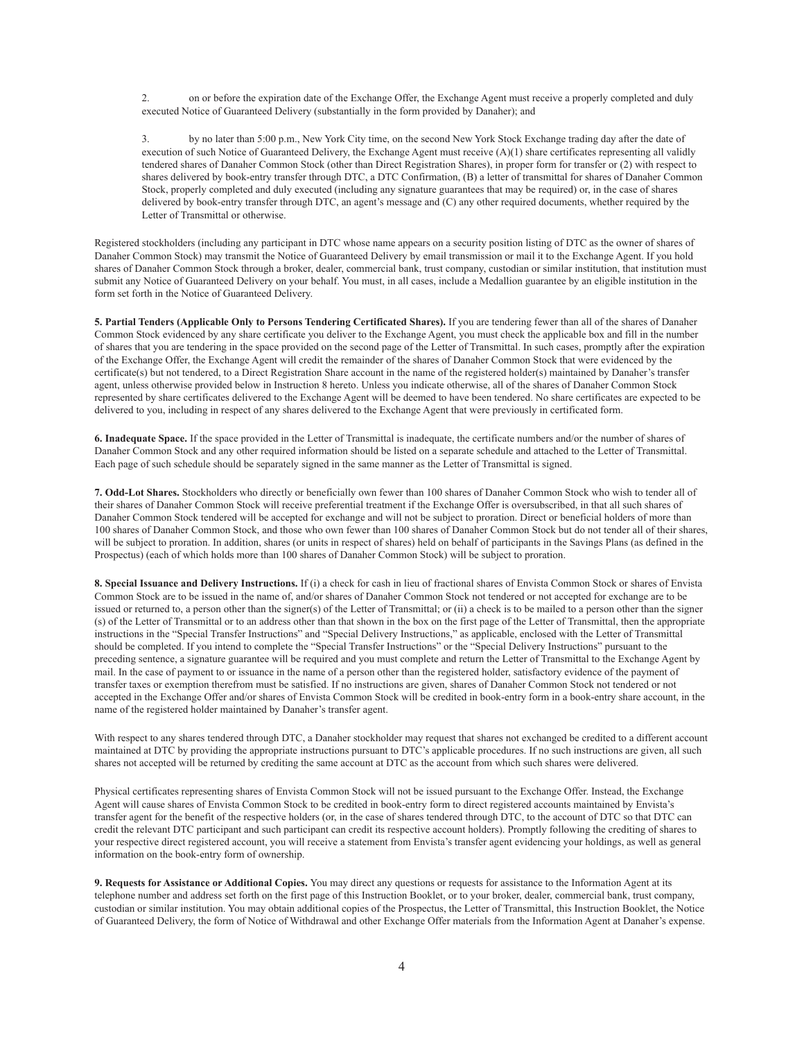2. on or before the expiration date of the Exchange Offer, the Exchange Agent must receive a properly completed and duly executed Notice of Guaranteed Delivery (substantially in the form provided by Danaher); and

3. by no later than 5:00 p.m., New York City time, on the second New York Stock Exchange trading day after the date of execution of such Notice of Guaranteed Delivery, the Exchange Agent must receive (A)(1) share certificates representing all validly tendered shares of Danaher Common Stock (other than Direct Registration Shares), in proper form for transfer or (2) with respect to shares delivered by book-entry transfer through DTC, a DTC Confirmation, (B) a letter of transmittal for shares of Danaher Common Stock, properly completed and duly executed (including any signature guarantees that may be required) or, in the case of shares delivered by book-entry transfer through DTC, an agent's message and (C) any other required documents, whether required by the Letter of Transmittal or otherwise.

Registered stockholders (including any participant in DTC whose name appears on a security position listing of DTC as the owner of shares of Danaher Common Stock) may transmit the Notice of Guaranteed Delivery by email transmission or mail it to the Exchange Agent. If you hold shares of Danaher Common Stock through a broker, dealer, commercial bank, trust company, custodian or similar institution, that institution must submit any Notice of Guaranteed Delivery on your behalf. You must, in all cases, include a Medallion guarantee by an eligible institution in the form set forth in the Notice of Guaranteed Delivery.

**5. Partial Tenders (Applicable Only to Persons Tendering Certificated Shares).** If you are tendering fewer than all of the shares of Danaher Common Stock evidenced by any share certificate you deliver to the Exchange Agent, you must check the applicable box and fill in the number of shares that you are tendering in the space provided on the second page of the Letter of Transmittal. In such cases, promptly after the expiration of the Exchange Offer, the Exchange Agent will credit the remainder of the shares of Danaher Common Stock that were evidenced by the certificate(s) but not tendered, to a Direct Registration Share account in the name of the registered holder(s) maintained by Danaher's transfer agent, unless otherwise provided below in Instruction 8 hereto. Unless you indicate otherwise, all of the shares of Danaher Common Stock represented by share certificates delivered to the Exchange Agent will be deemed to have been tendered. No share certificates are expected to be delivered to you, including in respect of any shares delivered to the Exchange Agent that were previously in certificated form.

**6. Inadequate Space.** If the space provided in the Letter of Transmittal is inadequate, the certificate numbers and/or the number of shares of Danaher Common Stock and any other required information should be listed on a separate schedule and attached to the Letter of Transmittal. Each page of such schedule should be separately signed in the same manner as the Letter of Transmittal is signed.

**7. Odd-Lot Shares.** Stockholders who directly or beneficially own fewer than 100 shares of Danaher Common Stock who wish to tender all of their shares of Danaher Common Stock will receive preferential treatment if the Exchange Offer is oversubscribed, in that all such shares of Danaher Common Stock tendered will be accepted for exchange and will not be subject to proration. Direct or beneficial holders of more than 100 shares of Danaher Common Stock, and those who own fewer than 100 shares of Danaher Common Stock but do not tender all of their shares, will be subject to proration. In addition, shares (or units in respect of shares) held on behalf of participants in the Savings Plans (as defined in the Prospectus) (each of which holds more than 100 shares of Danaher Common Stock) will be subject to proration.

**8. Special Issuance and Delivery Instructions.** If (i) a check for cash in lieu of fractional shares of Envista Common Stock or shares of Envista Common Stock are to be issued in the name of, and/or shares of Danaher Common Stock not tendered or not accepted for exchange are to be issued or returned to, a person other than the signer(s) of the Letter of Transmittal; or (ii) a check is to be mailed to a person other than the signer(s) of the Letter of Transmittal or to an address other than that shown in the box on the first page of the Letter of Transmittal, then the appropriate instructions in the "Special Transfer Instructions" and "Special Delivery Instructions," as applicable, enclosed with the Letter of Transmittal should be completed. If you intend to complete the "Special Transfer Instructions" or the "Special Delivery Instructions" pursuant to the preceding sentence, a signature guarantee will be required and you must complete and return the Letter of Transmittal to the Exchange Agent by mail. In the case of payment to or issuance in the name of a person other than the registered holder, satisfactory evidence of the payment of transfer taxes or exemption therefrom must be satisfied. If no instructions are given, shares of Danaher Common Stock not tendered or not accepted in the Exchange Offer and/or shares of Envista Common Stock will be credited in book-entry form in a book-entry share account, in the name of the registered holder maintained by Danaher's transfer agent.

With respect to any shares tendered through DTC, a Danaher stockholder may request that shares not exchanged be credited to a different account maintained at DTC by providing the appropriate instructions pursuant to DTC's applicable procedures. If no such instructions are given, all such shares not accepted will be returned by crediting the same account at DTC as the account from which such shares were delivered.

Physical certificates representing shares of Envista Common Stock will not be issued pursuant to the Exchange Offer. Instead, the Exchange Agent will cause shares of Envista Common Stock to be credited in book-entry form to direct registered accounts maintained by Envista's transfer agent for the benefit of the respective holders (or, in the case of shares tendered through DTC, to the account of DTC so that DTC can credit the relevant DTC participant and such participant can credit its respective account holders). Promptly following the crediting of shares to your respective direct registered account, you will receive a statement from Envista's transfer agent evidencing your holdings, as well as general information on the book-entry form of ownership.

**9. Requests for Assistance or Additional Copies.** You may direct any questions or requests for assistance to the Information Agent at its telephone number and address set forth on the first page of this Instruction Booklet, or to your broker, dealer, commercial bank, trust company, custodian or similar institution. You may obtain additional copies of the Prospectus, the Letter of Transmittal, this Instruction Booklet, the Notice of Guaranteed Delivery, the form of Notice of Withdrawal and other Exchange Offer materials from the Information Agent at Danaher's expense.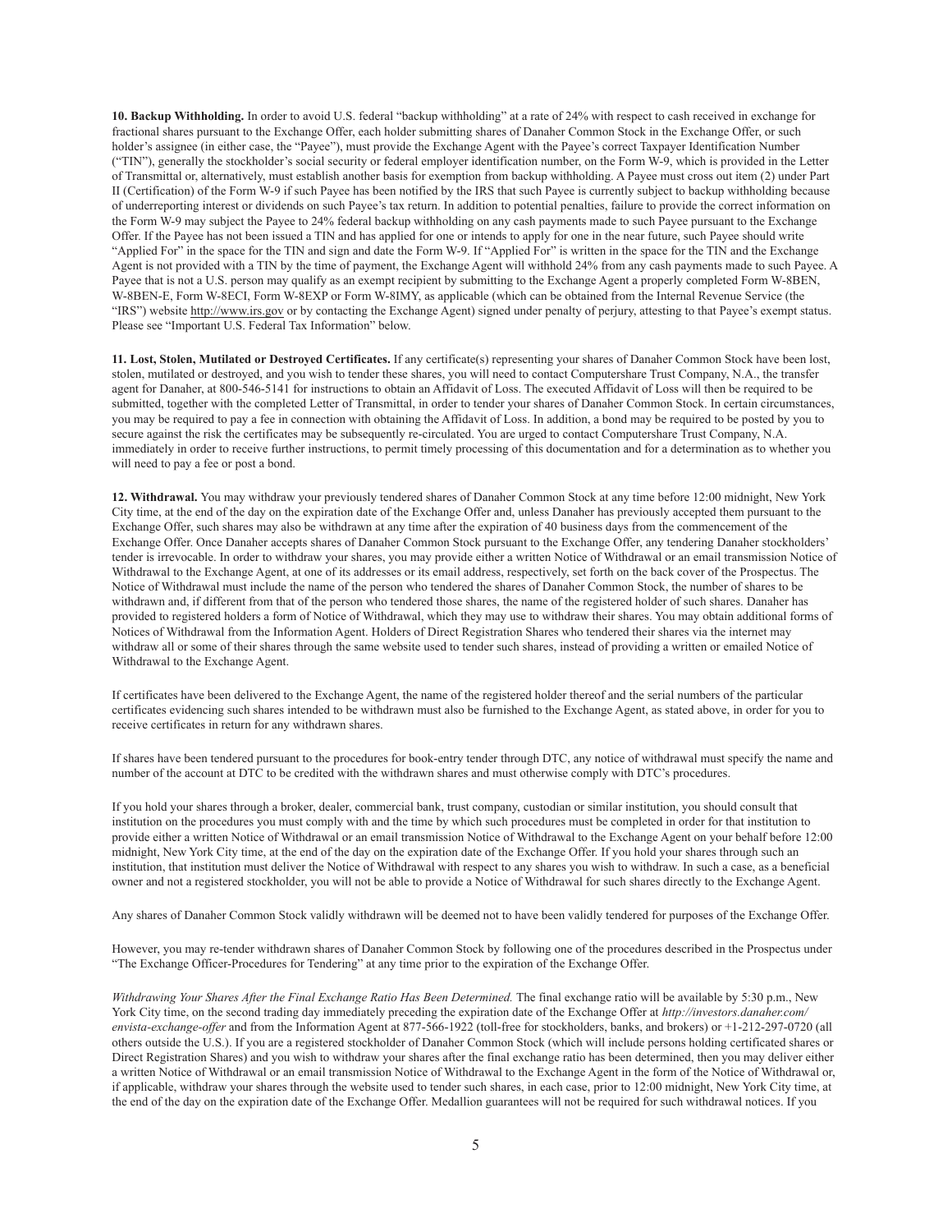**10. Backup Withholding.** In order to avoid U.S. federal "backup withholding" at a rate of 24% with respect to cash received in exchange for fractional shares pursuant to the Exchange Offer, each holder submitting shares of Danaher Common Stock in the Exchange Offer, or such holder's assignee (in either case, the "Payee"), must provide the Exchange Agent with the Payee's correct Taxpayer Identification Number ("TIN"), generally the stockholder's social security or federal employer identification number, on the Form W-9, which is provided in the Letter of Transmittal or, alternatively, must establish another basis for exemption from backup withholding. A Payee must cross out item (2) under Part II (Certification) of the Form W-9 if such Payee has been notified by the IRS that such Payee is currently subject to backup withholding because of underreporting interest or dividends on such Payee's tax return. In addition to potential penalties, failure to provide the correct information on the Form W-9 may subject the Payee to 24% federal backup withholding on any cash payments made to such Payee pursuant to the Exchange Offer. If the Payee has not been issued a TIN and has applied for one or intends to apply for one in the near future, such Payee should write "Applied For" in the space for the TIN and sign and date the Form W-9. If "Applied For" is written in the space for the TIN and the Exchange Agent is not provided with a TIN by the time of payment, the Exchange Agent will withhold 24% from any cash payments made to such Payee. A Payee that is not a U.S. person may qualify as an exempt recipient by submitting to the Exchange Agent a properly completed Form W-8BEN, W-8BEN-E, Form W-8ECI, Form W-8EXP or Form W-8IMY, as applicable (which can be obtained from the Internal Revenue Service (the "IRS") website http://www.irs.gov or by contacting the Exchange Agent) signed under penalty of perjury, attesting to that Payee's exempt status. Please see "Important U.S. Federal Tax Information" below.

**11. Lost, Stolen, Mutilated or Destroyed Certificates.** If any certificate(s) representing your shares of Danaher Common Stock have been lost, stolen, mutilated or destroyed, and you wish to tender these shares, you will need to contact Computershare Trust Company, N.A., the transfer agent for Danaher, at 800-546-5141 for instructions to obtain an Affidavit of Loss. The executed Affidavit of Loss will then be required to be submitted, together with the completed Letter of Transmittal, in order to tender your shares of Danaher Common Stock. In certain circumstances, you may be required to pay a fee in connection with obtaining the Affidavit of Loss. In addition, a bond may be required to be posted by you to secure against the risk the certificates may be subsequently re-circulated. You are urged to contact Computershare Trust Company, N.A. immediately in order to receive further instructions, to permit timely processing of this documentation and for a determination as to whether you will need to pay a fee or post a bond.

**12. Withdrawal.** You may withdraw your previously tendered shares of Danaher Common Stock at any time before 12:00 midnight, New York City time, at the end of the day on the expiration date of the Exchange Offer and, unless Danaher has previously accepted them pursuant to the Exchange Offer, such shares may also be withdrawn at any time after the expiration of 40 business days from the commencement of the Exchange Offer. Once Danaher accepts shares of Danaher Common Stock pursuant to the Exchange Offer, any tendering Danaher stockholders' tender is irrevocable. In order to withdraw your shares, you may provide either a written Notice of Withdrawal or an email transmission Notice of Withdrawal to the Exchange Agent, at one of its addresses or its email address, respectively, set forth on the back cover of the Prospectus. The Notice of Withdrawal must include the name of the person who tendered the shares of Danaher Common Stock, the number of shares to be withdrawn and, if different from that of the person who tendered those shares, the name of the registered holder of such shares. Danaher has provided to registered holders a form of Notice of Withdrawal, which they may use to withdraw their shares. You may obtain additional forms of Notices of Withdrawal from the Information Agent. Holders of Direct Registration Shares who tendered their shares via the internet may withdraw all or some of their shares through the same website used to tender such shares, instead of providing a written or emailed Notice of Withdrawal to the Exchange Agent.

If certificates have been delivered to the Exchange Agent, the name of the registered holder thereof and the serial numbers of the particular certificates evidencing such shares intended to be withdrawn must also be furnished to the Exchange Agent, as stated above, in order for you to receive certificates in return for any withdrawn shares.

If shares have been tendered pursuant to the procedures for book-entry tender through DTC, any notice of withdrawal must specify the name and number of the account at DTC to be credited with the withdrawn shares and must otherwise comply with DTC's procedures.

If you hold your shares through a broker, dealer, commercial bank, trust company, custodian or similar institution, you should consult that institution on the procedures you must comply with and the time by which such procedures must be completed in order for that institution to provide either a written Notice of Withdrawal or an email transmission Notice of Withdrawal to the Exchange Agent on your behalf before 12:00 midnight, New York City time, at the end of the day on the expiration date of the Exchange Offer. If you hold your shares through such an institution, that institution must deliver the Notice of Withdrawal with respect to any shares you wish to withdraw. In such a case, as a beneficial owner and not a registered stockholder, you will not be able to provide a Notice of Withdrawal for such shares directly to the Exchange Agent.

Any shares of Danaher Common Stock validly withdrawn will be deemed not to have been validly tendered for purposes of the Exchange Offer.

However, you may re-tender withdrawn shares of Danaher Common Stock by following one of the procedures described in the Prospectus under "The Exchange Officer-Procedures for Tendering" at any time prior to the expiration of the Exchange Offer.

*Withdrawing Your Shares After the Final Exchange Ratio Has Been Determined.* The final exchange ratio will be available by 5:30 p.m., New York City time, on the second trading day immediately preceding the expiration date of the Exchange Offer at *http://investors.danaher.com/envista-exchange-offer* and from the Information Agent at 877-566-1922 (toll-free for stockholders, banks, and brokers) or +1-212-297-0720 (all others outside the U.S.). If you are a registered stockholder of Danaher Common Stock (which will include persons holding certificated shares or Direct Registration Shares) and you wish to withdraw your shares after the final exchange ratio has been determined, then you may deliver either a written Notice of Withdrawal or an email transmission Notice of Withdrawal to the Exchange Agent in the form of the Notice of Withdrawal or, if applicable, withdraw your shares through the website used to tender such shares, in each case, prior to 12:00 midnight, New York City time, at the end of the day on the expiration date of the Exchange Offer. Medallion guarantees will not be required for such withdrawal notices. If you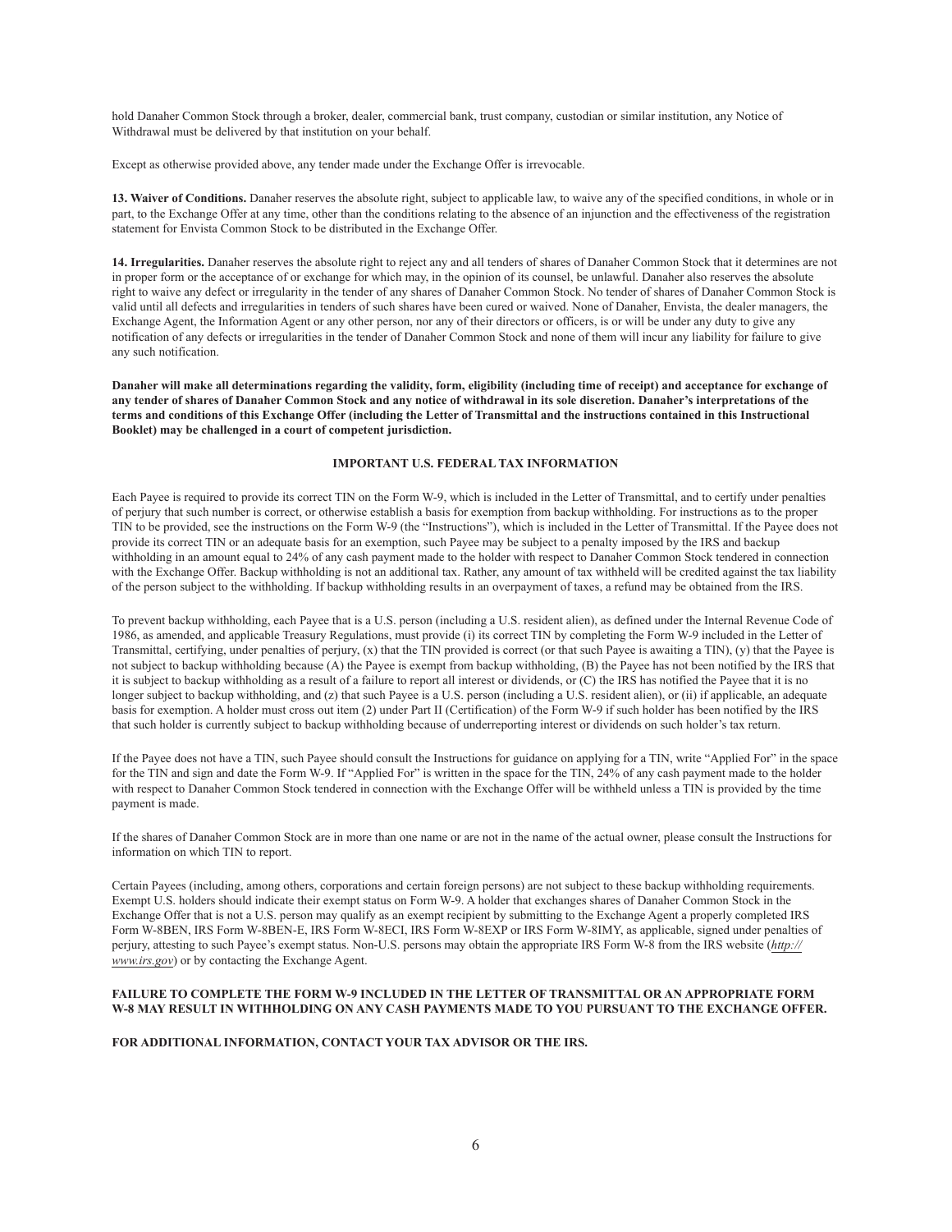hold Danaher Common Stock through a broker, dealer, commercial bank, trust company, custodian or similar institution, any Notice of Withdrawal must be delivered by that institution on your behalf.

Except as otherwise provided above, any tender made under the Exchange Offer is irrevocable.

**13. Waiver of Conditions.** Danaher reserves the absolute right, subject to applicable law, to waive any of the specified conditions, in whole or in part, to the Exchange Offer at any time, other than the conditions relating to the absence of an injunction and the effectiveness of the registration statement for Envista Common Stock to be distributed in the Exchange Offer.

**14. Irregularities.** Danaher reserves the absolute right to reject any and all tenders of shares of Danaher Common Stock that it determines are not in proper form or the acceptance of or exchange for which may, in the opinion of its counsel, be unlawful. Danaher also reserves the absolute right to waive any defect or irregularity in the tender of any shares of Danaher Common Stock. No tender of shares of Danaher Common Stock is valid until all defects and irregularities in tenders of such shares have been cured or waived. None of Danaher, Envista, the dealer managers, the Exchange Agent, the Information Agent or any other person, nor any of their directors or officers, is or will be under any duty to give any notification of any defects or irregularities in the tender of Danaher Common Stock and none of them will incur any liability for failure to give any such notification.

**Danaher will make all determinations regarding the validity, form, eligibility (including time of receipt) and acceptance for exchange of any tender of shares of Danaher Common Stock and any notice of withdrawal in its sole discretion. Danaher's interpretations of the terms and conditions of this Exchange Offer (including the Letter of Transmittal and the instructions contained in this Instructional Booklet) may be challenged in a court of competent jurisdiction.**

## IMPORTANT U.S. FEDERAL TAX INFORMATION

Each Payee is required to provide its correct TIN on the Form W-9, which is included in the Letter of Transmittal, and to certify under penalties of perjury that such number is correct, or otherwise establish a basis for exemption from backup withholding. For instructions as to the proper TIN to be provided, see the instructions on the Form W-9 (the "Instructions"), which is included in the Letter of Transmittal. If the Payee does not provide its correct TIN or an adequate basis for an exemption, such Payee may be subject to a penalty imposed by the IRS and backup withholding in an amount equal to 24% of any cash payment made to the holder with respect to Danaher Common Stock tendered in connection with the Exchange Offer. Backup withholding is not an additional tax. Rather, any amount of tax withheld will be credited against the tax liability of the person subject to the withholding. If backup withholding results in an overpayment of taxes, a refund may be obtained from the IRS.

To prevent backup withholding, each Payee that is a U.S. person (including a U.S. resident alien), as defined under the Internal Revenue Code of 1986, as amended, and applicable Treasury Regulations, must provide (i) its correct TIN by completing the Form W-9 included in the Letter of Transmittal, certifying, under penalties of perjury, (x) that the TIN provided is correct (or that such Payee is awaiting a TIN), (y) that the Payee is not subject to backup withholding because (A) the Payee is exempt from backup withholding, (B) the Payee has not been notified by the IRS that it is subject to backup withholding as a result of a failure to report all interest or dividends, or (C) the IRS has notified the Payee that it is no longer subject to backup withholding, and (z) that such Payee is a U.S. person (including a U.S. resident alien), or (ii) if applicable, an adequate basis for exemption. A holder must cross out item (2) under Part II (Certification) of the Form W-9 if such holder has been notified by the IRS that such holder is currently subject to backup withholding because of underreporting interest or dividends on such holder's tax return.

If the Payee does not have a TIN, such Payee should consult the Instructions for guidance on applying for a TIN, write "Applied For" in the space for the TIN and sign and date the Form W-9. If "Applied For" is written in the space for the TIN, 24% of any cash payment made to the holder with respect to Danaher Common Stock tendered in connection with the Exchange Offer will be withheld unless a TIN is provided by the time payment is made.

If the shares of Danaher Common Stock are in more than one name or are not in the name of the actual owner, please consult the Instructions for information on which TIN to report.

Certain Payees (including, among others, corporations and certain foreign persons) are not subject to these backup withholding requirements. Exempt U.S. holders should indicate their exempt status on Form W-9. A holder that exchanges shares of Danaher Common Stock in the Exchange Offer that is not a U.S. person may qualify as an exempt recipient by submitting to the Exchange Agent a properly completed IRS Form W-8BEN, IRS Form W-8BEN-E, IRS Form W-8ECI, IRS Form W-8EXP or IRS Form W-8IMY, as applicable, signed under penalties of perjury, attesting to such Payee's exempt status. Non-U.S. persons may obtain the appropriate IRS Form W-8 from the IRS website (*http://www.irs.gov*) or by contacting the Exchange Agent.

**FAILURE TO COMPLETE THE FORM W-9 INCLUDED IN THE LETTER OF TRANSMITTAL OR AN APPROPRIATE FORM W-8 MAY RESULT IN WITHHOLDING ON ANY CASH PAYMENTS MADE TO YOU PURSUANT TO THE EXCHANGE OFFER.**

**FOR ADDITIONAL INFORMATION, CONTACT YOUR TAX ADVISOR OR THE IRS.**